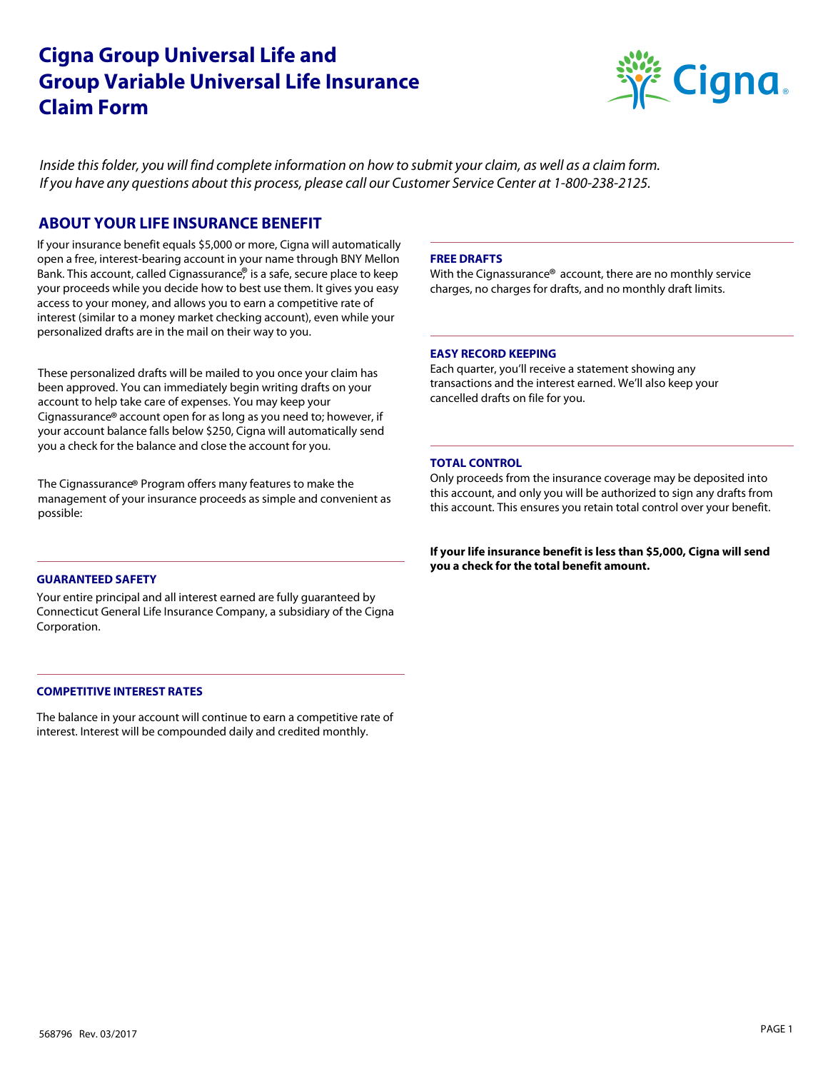# Cigna Group Universal Life and Group Variable Universal Life Insurance Claim Form

*Inside this folder, you will find complete information on how to submit your claim, as well as a claim form. If you have any questions about this process, please call our Customer Service Center at 1-800-238-2125.*

## ABOUT YOUR LIFE INSURANCE BENEFIT

If your insurance benefit equals $5,000 or more, Cigna will automatically open a free, interest-bearing account in your name through BNY Mellon Bank. This account, called Cignassurance® is a safe, secure place to keep your proceeds while you decide how to best use them. It gives you easy access to your money, and allows you to earn a competitive rate of interest (similar to a money market checking account), even while your personalized drafts are in the mail on their way to you.

These personalized drafts will be mailed to you once your claim has been approved. You can immediately begin writing drafts on your account to help take care of expenses. You may keep your Cignassurance® account open for as long as you need to; however, if your account balance falls below $250, Cigna will automatically send you a check for the balance and close the account for you.

The Cignassurance® Program offers many features to make the management of your insurance proceeds as simple and convenient as possible:

### GUARANTEED SAFETY

Your entire principal and all interest earned are fully guaranteed by Connecticut General Life Insurance Company, a subsidiary of the Cigna Corporation.

### COMPETITIVE INTEREST RATES

The balance in your account will continue to earn a competitive rate of interest. Interest will be compounded daily and credited monthly.

### FREE DRAFTS

With the Cignassurance® account, there are no monthly service charges, no charges for drafts, and no monthly draft limits.

### EASY RECORD KEEPING

Each quarter, you'll receive a statement showing any transactions and the interest earned. We'll also keep your cancelled drafts on file for you.

### TOTAL CONTROL

Only proceeds from the insurance coverage may be deposited into this account, and only you will be authorized to sign any drafts from this account. This ensures you retain total control over your benefit.

**If your life insurance benefit is less than $5,000, Cigna will send you a check for the total benefit amount.**

568796 Rev. 03/2017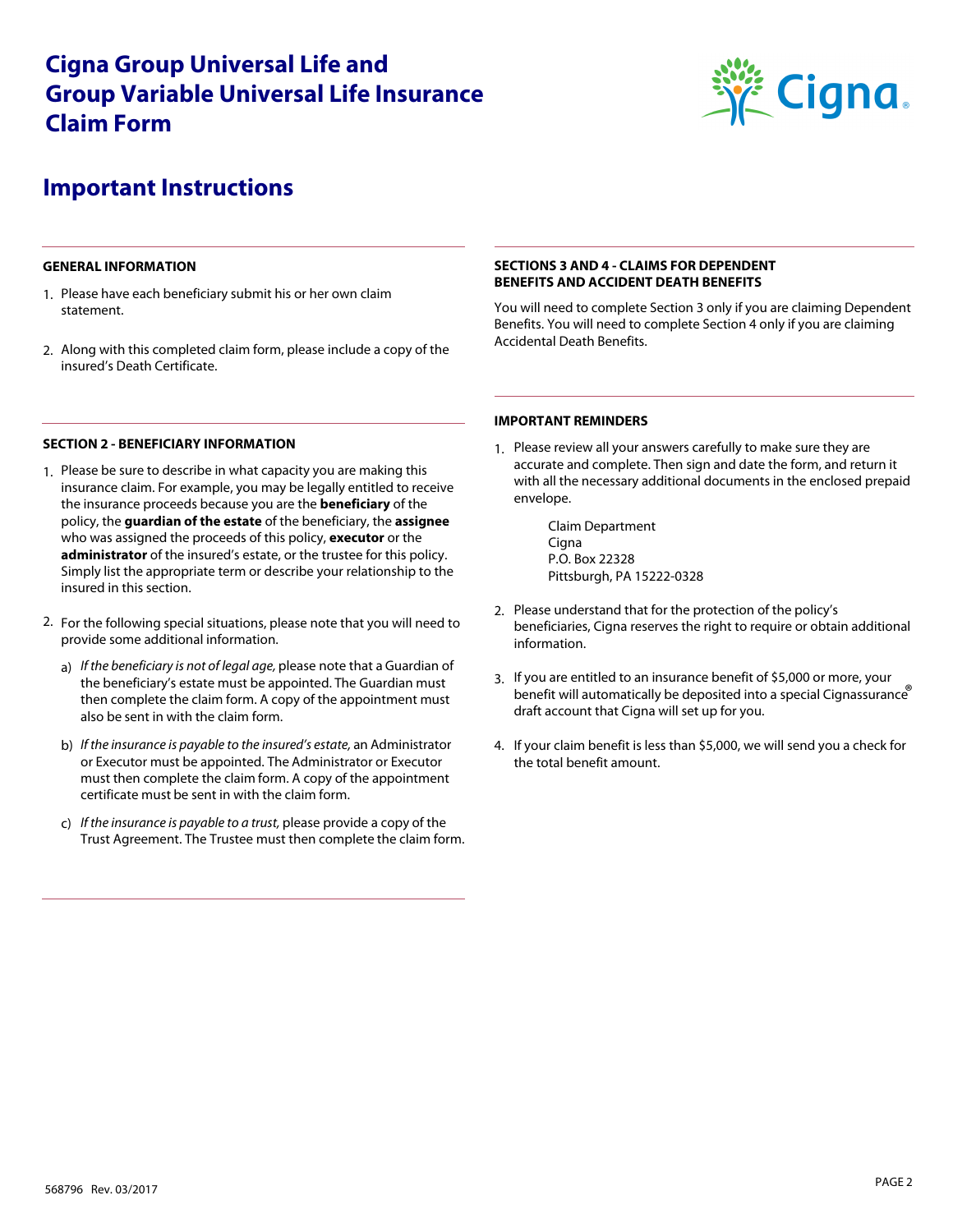# Cigna Group Universal Life and Group Variable Universal Life Insurance Claim Form

## Important Instructions

### GENERAL INFORMATION

1. Please have each beneficiary submit his or her own claim statement.
2. Along with this completed claim form, please include a copy of the insured's Death Certificate.

### SECTION 2 - BENEFICIARY INFORMATION

1. Please be sure to describe in what capacity you are making this insurance claim. For example, you may be legally entitled to receive the insurance proceeds because you are the **beneficiary** of the policy, the **guardian of the estate** of the beneficiary, the **assignee** who was assigned the proceeds of this policy, **executor** or the **administrator** of the insured's estate, or the trustee for this policy. Simply list the appropriate term or describe your relationship to the insured in this section.
2. For the following special situations, please note that you will need to provide some additional information.
   a) *If the beneficiary is not of legal age,* please note that a Guardian of the beneficiary's estate must be appointed. The Guardian must then complete the claim form. A copy of the appointment must also be sent in with the claim form.
   b) *If the insurance is payable to the insured's estate,* an Administrator or Executor must be appointed. The Administrator or Executor must then complete the claim form. A copy of the appointment certificate must be sent in with the claim form.
   c) *If the insurance is payable to a trust,* please provide a copy of the Trust Agreement. The Trustee must then complete the claim form.

### SECTIONS 3 AND 4 - CLAIMS FOR DEPENDENT BENEFITS AND ACCIDENT DEATH BENEFITS

You will need to complete Section 3 only if you are claiming Dependent Benefits. You will need to complete Section 4 only if you are claiming Accidental Death Benefits.

### IMPORTANT REMINDERS

1. Please review all your answers carefully to make sure they are accurate and complete. Then sign and date the form, and return it with all the necessary additional documents in the enclosed prepaid envelope.

   Claim Department
   Cigna
   P.O. Box 22328
   Pittsburgh, PA 15222-0328

2. Please understand that for the protection of the policy's beneficiaries, Cigna reserves the right to require or obtain additional information.
3. If you are entitled to an insurance benefit of $5,000 or more, your benefit will automatically be deposited into a special Cignassurance® draft account that Cigna will set up for you.
4. If your claim benefit is less than $5,000, we will send you a check for the total benefit amount.

568796 Rev. 03/2017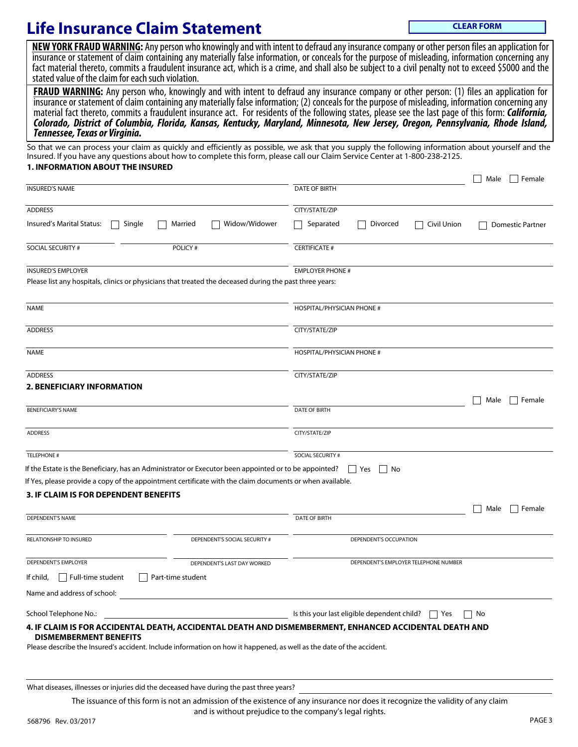# Life Insurance Claim Statement

CLEAR FORM

**NEW YORK FRAUD WARNING:** Any person who knowingly and with intent to defraud any insurance company or other person files an application for insurance or statement of claim containing any materially false information, or conceals for the purpose of misleading, information concerning any fact material thereto, commits a fraudulent insurance act, which is a crime, and shall also be subject to a civil penalty not to exceed $5000 and the stated value of the claim for each such violation.

**FRAUD WARNING:** Any person who, knowingly and with intent to defraud any insurance company or other person: (1) files an application for insurance or statement of claim containing any materially false information; (2) conceals for the purpose of misleading, information concerning any material fact thereto, commits a fraudulent insurance act. For residents of the following states, please see the last page of this form: ***California, Colorado, District of Columbia, Florida, Kansas, Kentucky, Maryland, Minnesota, New Jersey, Oregon, Pennsylvania, Rhode Island, Tennessee, Texas or Virginia.***

So that we can process your claim as quickly and efficiently as possible, we ask that you supply the following information about yourself and the Insured. If you have any questions about how to complete this form, please call our Claim Service Center at 1-800-238-2125.

### 1. INFORMATION ABOUT THE INSURED

INSURED'S NAME ____________________ DATE OF BIRTH ____________________ ☐ Male ☐ Female

ADDRESS ____________________ CITY/STATE/ZIP ____________________

Insured's Marital Status: ☐ Single ☐ Married ☐ Widow/Widower ☐ Separated ☐ Divorced ☐ Civil Union ☐ Domestic Partner

SOCIAL SECURITY # ____________ POLICY # ____________ CERTIFICATE # ____________

INSURED'S EMPLOYER ____________________ EMPLOYER PHONE # ____________________

Please list any hospitals, clinics or physicians that treated the deceased during the past three years:

NAME ____________________ HOSPITAL/PHYSICIAN PHONE # ____________________

ADDRESS ____________________ CITY/STATE/ZIP ____________________

NAME ____________________ HOSPITAL/PHYSICIAN PHONE # ____________________

ADDRESS ____________________ CITY/STATE/ZIP ____________________

### 2. BENEFICIARY INFORMATION

BENEFICIARY'S NAME ____________________ DATE OF BIRTH ____________________ ☐ Male ☐ Female

ADDRESS ____________________ CITY/STATE/ZIP ____________________

TELEPHONE # ____________________ SOCIAL SECURITY # ____________________

If the Estate is the Beneficiary, has an Administrator or Executor been appointed or to be appointed? ☐ Yes ☐ No

If Yes, please provide a copy of the appointment certificate with the claim documents or when available.

### 3. IF CLAIM IS FOR DEPENDENT BENEFITS

DEPENDENT'S NAME ____________________ DATE OF BIRTH ____________________ ☐ Male ☐ Female

RELATIONSHIP TO INSURED ____________ DEPENDENT'S SOCIAL SECURITY # ____________ DEPENDENT'S OCCUPATION ____________

DEPENDENT'S EMPLOYER ____________ DEPENDENT'S LAST DAY WORKED ____________ DEPENDENT'S EMPLOYER TELEPHONE NUMBER ____________

If child, ☐ Full-time student ☐ Part-time student

Name and address of school: ____________________

School Telephone No.: ____________________ Is this your last eligible dependent child? ☐ Yes ☐ No

### 4. IF CLAIM IS FOR ACCIDENTAL DEATH, ACCIDENTAL DEATH AND DISMEMBERMENT, ENHANCED ACCIDENTAL DEATH AND DISMEMBERMENT BENEFITS

Please describe the Insured's accident. Include information on how it happened, as well as the date of the accident.

____________________

What diseases, illnesses or injuries did the deceased have during the past three years? ____________________

The issuance of this form is not an admission of the existence of any insurance nor does it recognize the validity of any claim and is without prejudice to the company's legal rights.

568796 Rev. 03/2017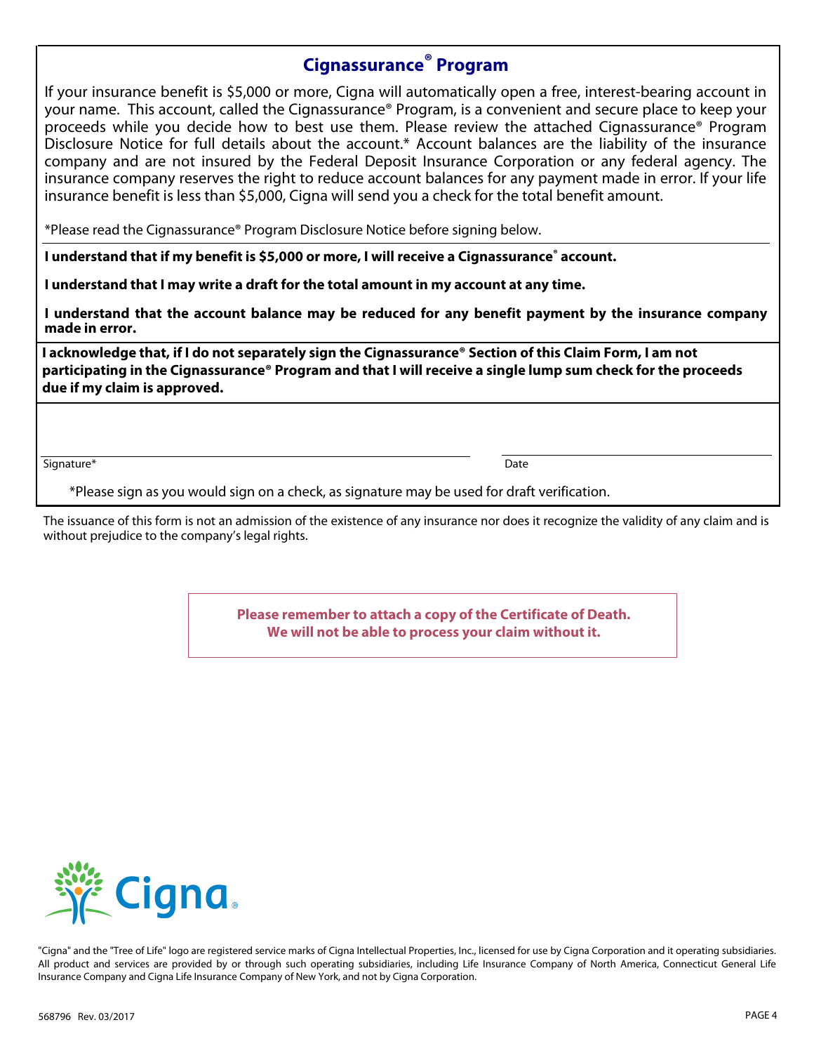## Cignassurance® Program

If your insurance benefit is $5,000 or more, Cigna will automatically open a free, interest-bearing account in your name. This account, called the Cignassurance® Program, is a convenient and secure place to keep your proceeds while you decide how to best use them. Please review the attached Cignassurance® Program Disclosure Notice for full details about the account.* Account balances are the liability of the insurance company and are not insured by the Federal Deposit Insurance Corporation or any federal agency. The insurance company reserves the right to reduce account balances for any payment made in error. If your life insurance benefit is less than $5,000, Cigna will send you a check for the total benefit amount.

*Please read the Cignassurance® Program Disclosure Notice before signing below.

**I understand that if my benefit is $5,000 or more, I will receive a Cignassurance® account.**

**I understand that I may write a draft for the total amount in my account at any time.**

**I understand that the account balance may be reduced for any benefit payment by the insurance company made in error.**

**I acknowledge that, if I do not separately sign the Cignassurance® Section of this Claim Form, I am not participating in the Cignassurance® Program and that I will receive a single lump sum check for the proceeds due if my claim is approved.**

Signature* _______________________ Date _______________________

*Please sign as you would sign on a check, as signature may be used for draft verification.

The issuance of this form is not an admission of the existence of any insurance nor does it recognize the validity of any claim and is without prejudice to the company's legal rights.

**Please remember to attach a copy of the Certificate of Death.**
**We will not be able to process your claim without it.**

Cigna.

"Cigna" and the "Tree of Life" logo are registered service marks of Cigna Intellectual Properties, Inc., licensed for use by Cigna Corporation and it operating subsidiaries. All product and services are provided by or through such operating subsidiaries, including Life Insurance Company of North America, Connecticut General Life Insurance Company and Cigna Life Insurance Company of New York, and not by Cigna Corporation.

568796 Rev. 03/2017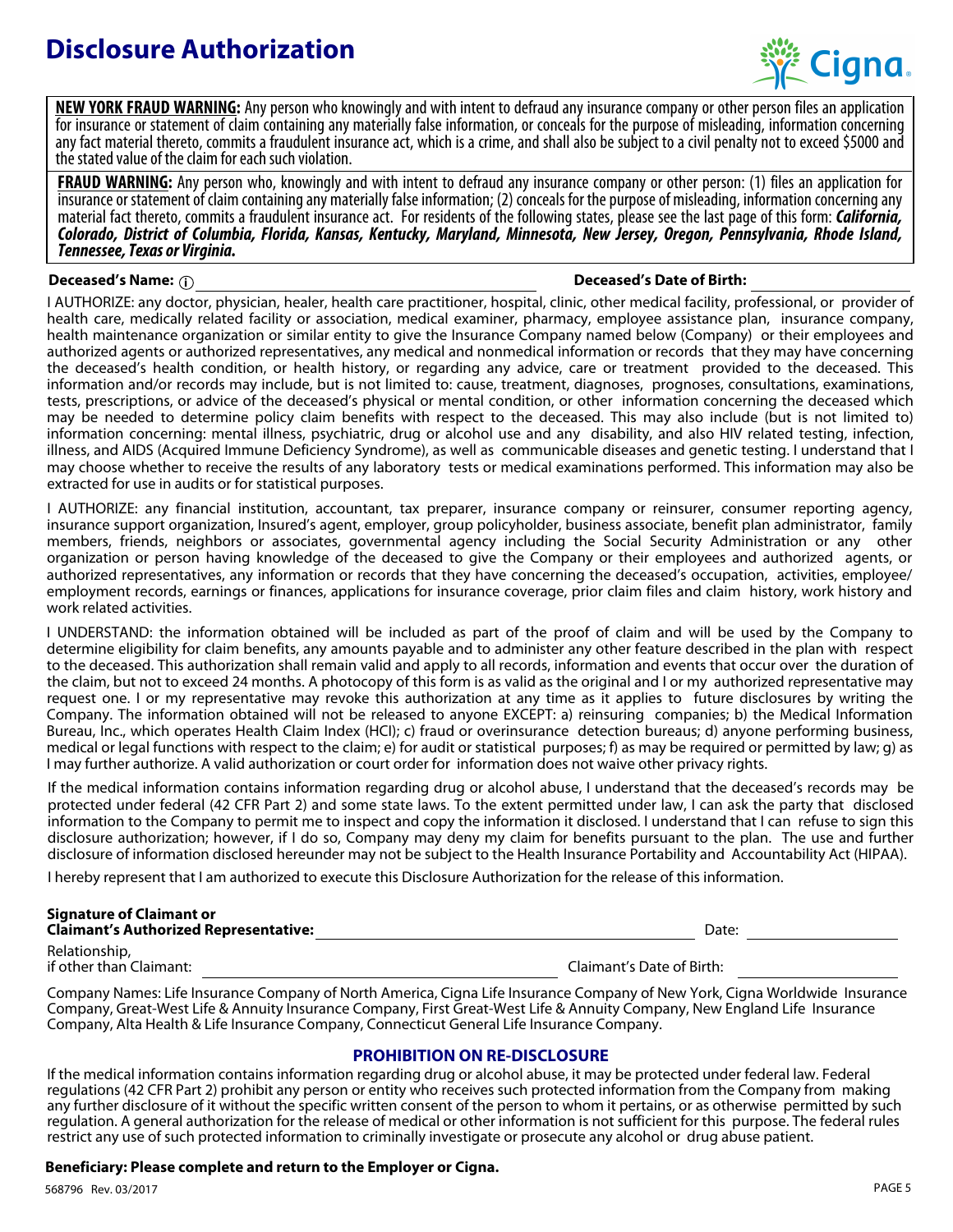# Disclosure Authorization

**NEW YORK FRAUD WARNING:** Any person who knowingly and with intent to defraud any insurance company or other person files an application for insurance or statement of claim containing any materially false information, or conceals for the purpose of misleading, information concerning any fact material thereto, commits a fraudulent insurance act, which is a crime, and shall also be subject to a civil penalty not to exceed $5000 and the stated value of the claim for each such violation.

**FRAUD WARNING:** Any person who, knowingly and with intent to defraud any insurance company or other person: (1) files an application for insurance or statement of claim containing any materially false information; (2) conceals for the purpose of misleading, information concerning any material fact thereto, commits a fraudulent insurance act. For residents of the following states, please see the last page of this form: ***California, Colorado, District of Columbia, Florida, Kansas, Kentucky, Maryland, Minnesota, New Jersey, Oregon, Pennsylvania, Rhode Island, Tennessee, Texas or Virginia.***

**Deceased's Name:** ______________________ **Deceased's Date of Birth:** ______________

I AUTHORIZE: any doctor, physician, healer, health care practitioner, hospital, clinic, other medical facility, professional, or provider of health care, medically related facility or association, medical examiner, pharmacy, employee assistance plan, insurance company, health maintenance organization or similar entity to give the Insurance Company named below (Company) or their employees and authorized agents or authorized representatives, any medical and nonmedical information or records that they may have concerning the deceased's health condition, or health history, or regarding any advice, care or treatment provided to the deceased. This information and/or records may include, but is not limited to: cause, treatment, diagnoses, prognoses, consultations, examinations, tests, prescriptions, or advice of the deceased's physical or mental condition, or other information concerning the deceased which may be needed to determine policy claim benefits with respect to the deceased. This may also include (but is not limited to) information concerning: mental illness, psychiatric, drug or alcohol use and any disability, and also HIV related testing, infection, illness, and AIDS (Acquired Immune Deficiency Syndrome), as well as communicable diseases and genetic testing. I understand that I may choose whether to receive the results of any laboratory tests or medical examinations performed. This information may also be extracted for use in audits or for statistical purposes.

I AUTHORIZE: any financial institution, accountant, tax preparer, insurance company or reinsurer, consumer reporting agency, insurance support organization, Insured's agent, employer, group policyholder, business associate, benefit plan administrator, family members, friends, neighbors or associates, governmental agency including the Social Security Administration or any other organization or person having knowledge of the deceased to give the Company or their employees and authorized agents, or authorized representatives, any information or records that they have concerning the deceased's occupation, activities, employee/employment records, earnings or finances, applications for insurance coverage, prior claim files and claim history, work history and work related activities.

I UNDERSTAND: the information obtained will be included as part of the proof of claim and will be used by the Company to determine eligibility for claim benefits, any amounts payable and to administer any other feature described in the plan with respect to the deceased. This authorization shall remain valid and apply to all records, information and events that occur over the duration of the claim, but not to exceed 24 months. A photocopy of this form is as valid as the original and I or my authorized representative may request one. I or my representative may revoke this authorization at any time as it applies to future disclosures by writing the Company. The information obtained will not be released to anyone EXCEPT: a) reinsuring companies; b) the Medical Information Bureau, Inc., which operates Health Claim Index (HCI); c) fraud or overinsurance detection bureaus; d) anyone performing business, medical or legal functions with respect to the claim; e) for audit or statistical purposes; f) as may be required or permitted by law; g) as I may further authorize. A valid authorization or court order for information does not waive other privacy rights.

If the medical information contains information regarding drug or alcohol abuse, I understand that the deceased's records may be protected under federal (42 CFR Part 2) and some state laws. To the extent permitted under law, I can ask the party that disclosed information to the Company to permit me to inspect and copy the information it disclosed. I understand that I can refuse to sign this disclosure authorization; however, if I do so, Company may deny my claim for benefits pursuant to the plan. The use and further disclosure of information disclosed hereunder may not be subject to the Health Insurance Portability and Accountability Act (HIPAA).

I hereby represent that I am authorized to execute this Disclosure Authorization for the release of this information.

**Signature of Claimant or Claimant's Authorized Representative:** ______________________ Date: ______________

Relationship, if other than Claimant: ______________________ Claimant's Date of Birth: ______________

Company Names: Life Insurance Company of North America, Cigna Life Insurance Company of New York, Cigna Worldwide Insurance Company, Great-West Life & Annuity Insurance Company, First Great-West Life & Annuity Company, New England Life Insurance Company, Alta Health & Life Insurance Company, Connecticut General Life Insurance Company.

## PROHIBITION ON RE-DISCLOSURE

If the medical information contains information regarding drug or alcohol abuse, it may be protected under federal law. Federal regulations (42 CFR Part 2) prohibit any person or entity who receives such protected information from the Company from making any further disclosure of it without the specific written consent of the person to whom it pertains, or as otherwise permitted by such regulation. A general authorization for the release of medical or other information is not sufficient for this purpose. The federal rules restrict any use of such protected information to criminally investigate or prosecute any alcohol or drug abuse patient.

**Beneficiary: Please complete and return to the Employer or Cigna.**

568796 Rev. 03/2017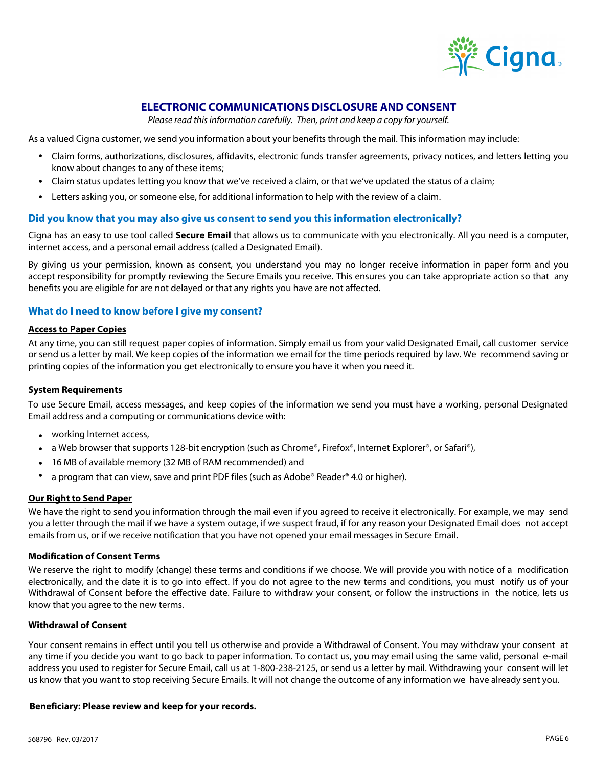# ELECTRONIC COMMUNICATIONS DISCLOSURE AND CONSENT

*Please read this information carefully. Then, print and keep a copy for yourself.*

As a valued Cigna customer, we send you information about your benefits through the mail. This information may include:

- Claim forms, authorizations, disclosures, affidavits, electronic funds transfer agreements, privacy notices, and letters letting you know about changes to any of these items;
- Claim status updates letting you know that we've received a claim, or that we've updated the status of a claim;
- Letters asking you, or someone else, for additional information to help with the review of a claim.

## Did you know that you may also give us consent to send you this information electronically?

Cigna has an easy to use tool called **Secure Email** that allows us to communicate with you electronically. All you need is a computer, internet access, and a personal email address (called a Designated Email).

By giving us your permission, known as consent, you understand you may no longer receive information in paper form and you accept responsibility for promptly reviewing the Secure Emails you receive. This ensures you can take appropriate action so that any benefits you are eligible for are not delayed or that any rights you have are not affected.

## What do I need to know before I give my consent?

### Access to Paper Copies

At any time, you can still request paper copies of information. Simply email us from your valid Designated Email, call customer service or send us a letter by mail. We keep copies of the information we email for the time periods required by law. We recommend saving or printing copies of the information you get electronically to ensure you have it when you need it.

### System Requirements

To use Secure Email, access messages, and keep copies of the information we send you must have a working, personal Designated Email address and a computing or communications device with:

- working Internet access,
- a Web browser that supports 128-bit encryption (such as Chrome®, Firefox®, Internet Explorer®, or Safari®),
- 16 MB of available memory (32 MB of RAM recommended) and
- a program that can view, save and print PDF files (such as Adobe® Reader® 4.0 or higher).

### Our Right to Send Paper

We have the right to send you information through the mail even if you agreed to receive it electronically. For example, we may send you a letter through the mail if we have a system outage, if we suspect fraud, if for any reason your Designated Email does not accept emails from us, or if we receive notification that you have not opened your email messages in Secure Email.

### Modification of Consent Terms

We reserve the right to modify (change) these terms and conditions if we choose. We will provide you with notice of a modification electronically, and the date it is to go into effect. If you do not agree to the new terms and conditions, you must notify us of your Withdrawal of Consent before the effective date. Failure to withdraw your consent, or follow the instructions in the notice, lets us know that you agree to the new terms.

### Withdrawal of Consent

Your consent remains in effect until you tell us otherwise and provide a Withdrawal of Consent. You may withdraw your consent at any time if you decide you want to go back to paper information. To contact us, you may email using the same valid, personal e-mail address you used to register for Secure Email, call us at 1-800-238-2125, or send us a letter by mail. Withdrawing your consent will let us know that you want to stop receiving Secure Emails. It will not change the outcome of any information we have already sent you.

**Beneficiary: Please review and keep for your records.**

568796 Rev. 03/2017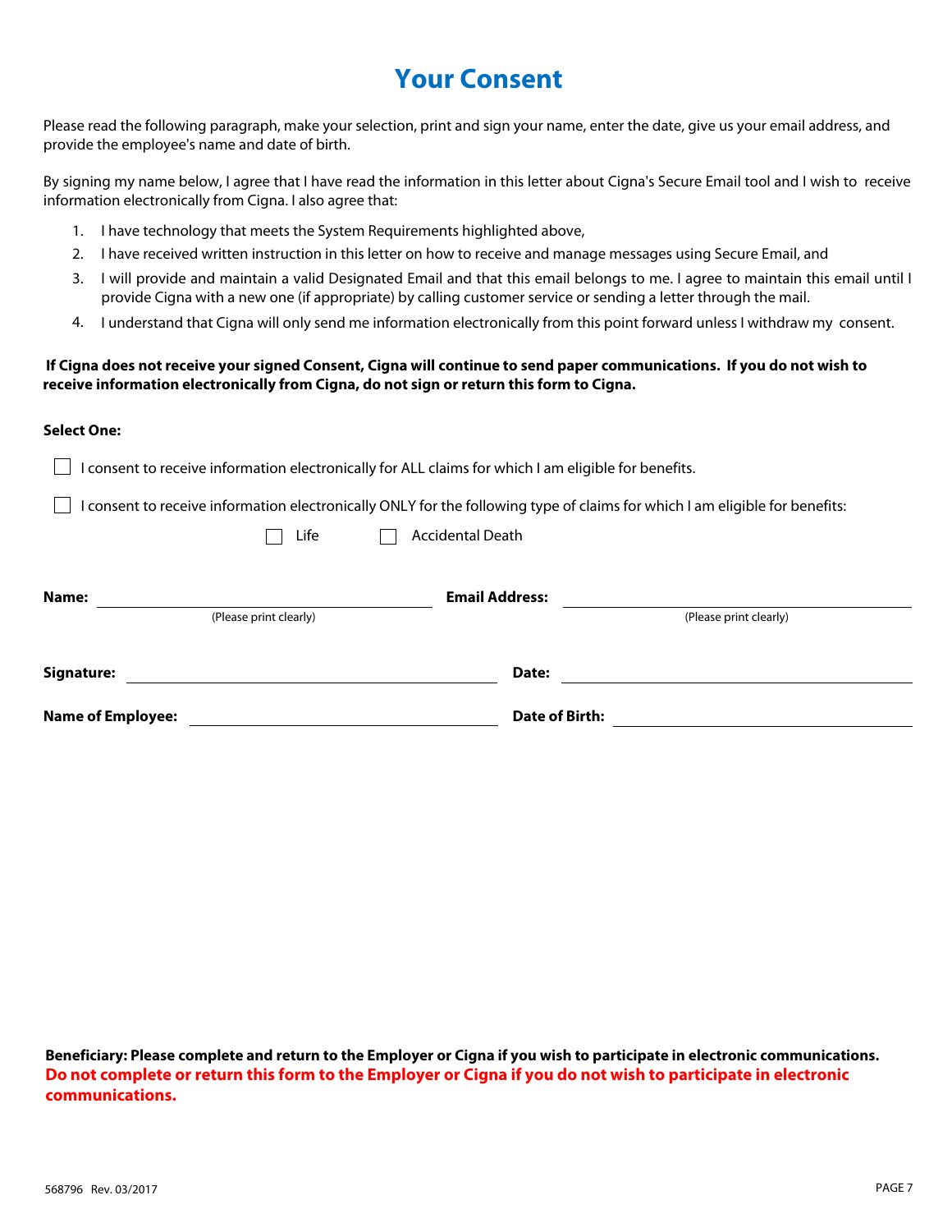# Your Consent

Please read the following paragraph, make your selection, print and sign your name, enter the date, give us your email address, and provide the employee's name and date of birth.

By signing my name below, I agree that I have read the information in this letter about Cigna's Secure Email tool and I wish to receive information electronically from Cigna. I also agree that:

1. I have technology that meets the System Requirements highlighted above,
2. I have received written instruction in this letter on how to receive and manage messages using Secure Email, and
3. I will provide and maintain a valid Designated Email and that this email belongs to me. I agree to maintain this email until I provide Cigna with a new one (if appropriate) by calling customer service or sending a letter through the mail.
4. I understand that Cigna will only send me information electronically from this point forward unless I withdraw my consent.

**If Cigna does not receive your signed Consent, Cigna will continue to send paper communications. If you do not wish to receive information electronically from Cigna, do not sign or return this form to Cigna.**

**Select One:**

☐ I consent to receive information electronically for ALL claims for which I am eligible for benefits.

☐ I consent to receive information electronically ONLY for the following type of claims for which I am eligible for benefits:

☐ Life ☐ Accidental Death

**Name:** ______________________ (Please print clearly) **Email Address:** ______________________ (Please print clearly)

**Signature:** ______________________ **Date:** ______________________

**Name of Employee:** ______________________ **Date of Birth:** ______________________

**Beneficiary: Please complete and return to the Employer or Cigna if you wish to participate in electronic communications.**
**Do not complete or return this form to the Employer or Cigna if you do not wish to participate in electronic communications.**

568796 Rev. 03/2017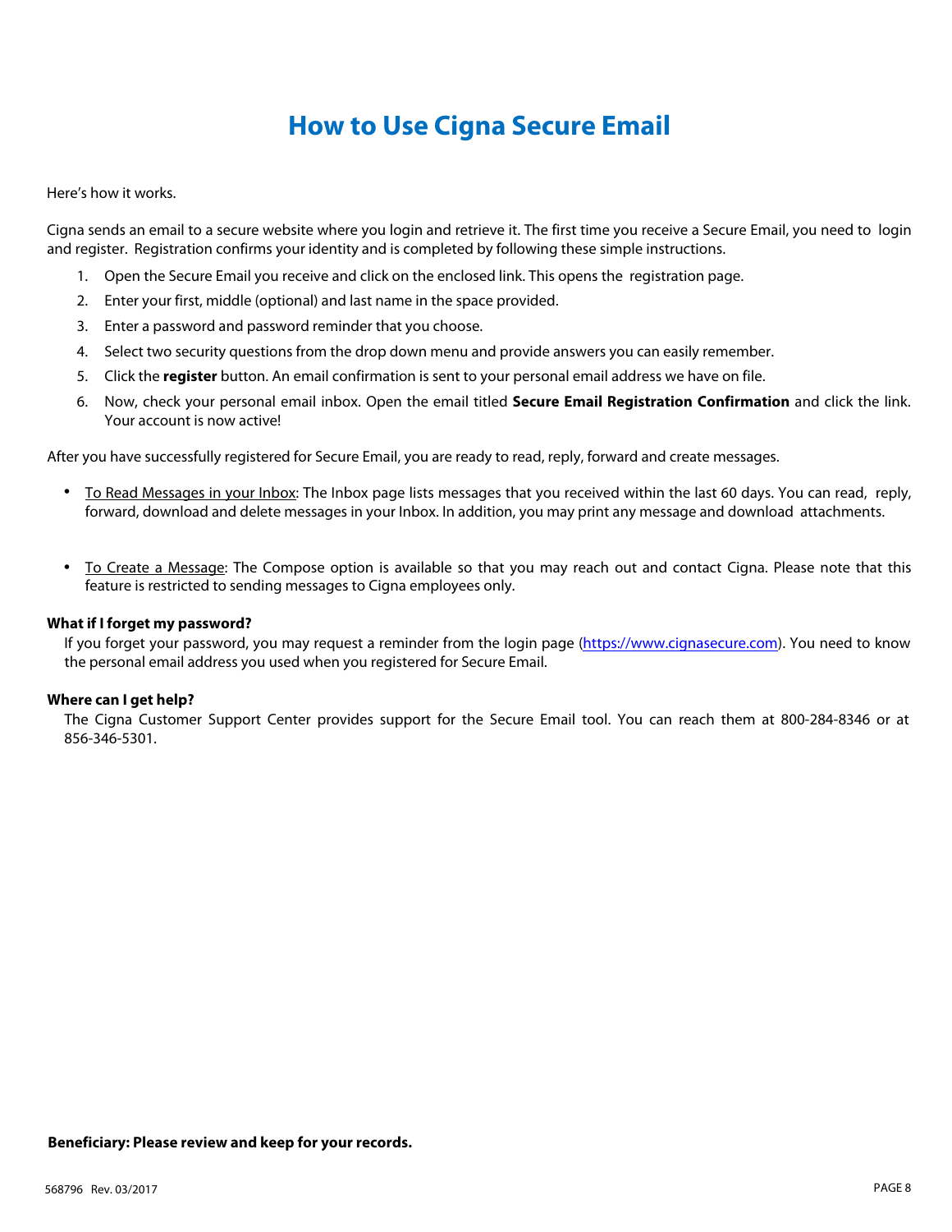# How to Use Cigna Secure Email

Here's how it works.

Cigna sends an email to a secure website where you login and retrieve it. The first time you receive a Secure Email, you need to login and register. Registration confirms your identity and is completed by following these simple instructions.

1. Open the Secure Email you receive and click on the enclosed link. This opens the registration page.
2. Enter your first, middle (optional) and last name in the space provided.
3. Enter a password and password reminder that you choose.
4. Select two security questions from the drop down menu and provide answers you can easily remember.
5. Click the **register** button. An email confirmation is sent to your personal email address we have on file.
6. Now, check your personal email inbox. Open the email titled **Secure Email Registration Confirmation** and click the link. Your account is now active!

After you have successfully registered for Secure Email, you are ready to read, reply, forward and create messages.

- To Read Messages in your Inbox: The Inbox page lists messages that you received within the last 60 days. You can read, reply, forward, download and delete messages in your Inbox. In addition, you may print any message and download attachments.

- To Create a Message: The Compose option is available so that you may reach out and contact Cigna. Please note that this feature is restricted to sending messages to Cigna employees only.

**What if I forget my password?**

If you forget your password, you may request a reminder from the login page (https://www.cignasecure.com). You need to know the personal email address you used when you registered for Secure Email.

**Where can I get help?**

The Cigna Customer Support Center provides support for the Secure Email tool. You can reach them at 800-284-8346 or at 856-346-5301.

**Beneficiary: Please review and keep for your records.**

568796 Rev. 03/2017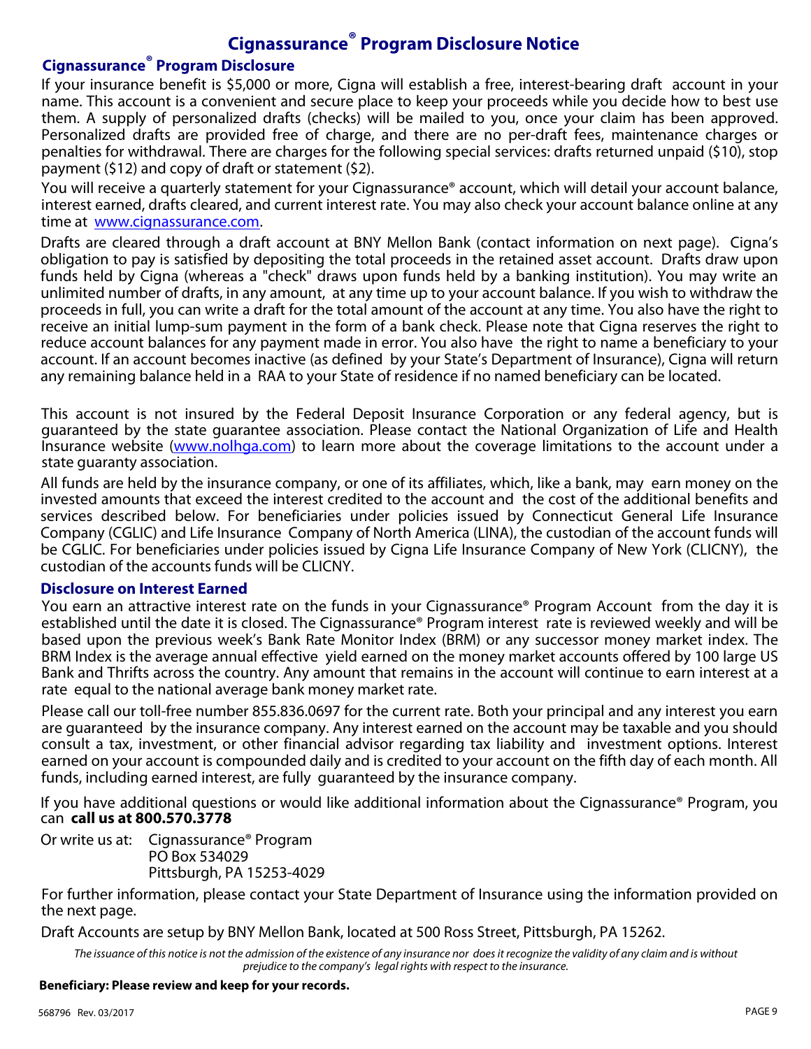# Cignassurance® Program Disclosure Notice

## Cignassurance® Program Disclosure

If your insurance benefit is $5,000 or more, Cigna will establish a free, interest-bearing draft account in your name. This account is a convenient and secure place to keep your proceeds while you decide how to best use them. A supply of personalized drafts (checks) will be mailed to you, once your claim has been approved. Personalized drafts are provided free of charge, and there are no per-draft fees, maintenance charges or penalties for withdrawal. There are charges for the following special services: drafts returned unpaid ($10), stop payment ($12) and copy of draft or statement ($2).

You will receive a quarterly statement for your Cignassurance® account, which will detail your account balance, interest earned, drafts cleared, and current interest rate. You may also check your account balance online at any time at [www.cignassurance.com](http://www.cignassurance.com).

Drafts are cleared through a draft account at BNY Mellon Bank (contact information on next page). Cigna's obligation to pay is satisfied by depositing the total proceeds in the retained asset account. Drafts draw upon funds held by Cigna (whereas a "check" draws upon funds held by a banking institution). You may write an unlimited number of drafts, in any amount, at any time up to your account balance. If you wish to withdraw the proceeds in full, you can write a draft for the total amount of the account at any time. You also have the right to receive an initial lump-sum payment in the form of a bank check. Please note that Cigna reserves the right to reduce account balances for any payment made in error. You also have the right to name a beneficiary to your account. If an account becomes inactive (as defined by your State's Department of Insurance), Cigna will return any remaining balance held in a RAA to your State of residence if no named beneficiary can be located.

This account is not insured by the Federal Deposit Insurance Corporation or any federal agency, but is guaranteed by the state guarantee association. Please contact the National Organization of Life and Health Insurance website ([www.nolhga.com](http://www.nolhga.com)) to learn more about the coverage limitations to the account under a state guaranty association.

All funds are held by the insurance company, or one of its affiliates, which, like a bank, may earn money on the invested amounts that exceed the interest credited to the account and the cost of the additional benefits and services described below. For beneficiaries under policies issued by Connecticut General Life Insurance Company (CGLIC) and Life Insurance Company of North America (LINA), the custodian of the account funds will be CGLIC. For beneficiaries under policies issued by Cigna Life Insurance Company of New York (CLICNY), the custodian of the accounts funds will be CLICNY.

## Disclosure on Interest Earned

You earn an attractive interest rate on the funds in your Cignassurance® Program Account from the day it is established until the date it is closed. The Cignassurance® Program interest rate is reviewed weekly and will be based upon the previous week's Bank Rate Monitor Index (BRM) or any successor money market index. The BRM Index is the average annual effective yield earned on the money market accounts offered by 100 large US Bank and Thrifts across the country. Any amount that remains in the account will continue to earn interest at a rate equal to the national average bank money market rate.

Please call our toll-free number 855.836.0697 for the current rate. Both your principal and any interest you earn are guaranteed by the insurance company. Any interest earned on the account may be taxable and you should consult a tax, investment, or other financial advisor regarding tax liability and investment options. Interest earned on your account is compounded daily and is credited to your account on the fifth day of each month. All funds, including earned interest, are fully guaranteed by the insurance company.

If you have additional questions or would like additional information about the Cignassurance® Program, you can **call us at 800.570.3778**

Or write us at: Cignassurance® Program
PO Box 534029
Pittsburgh, PA 15253-4029

For further information, please contact your State Department of Insurance using the information provided on the next page.

Draft Accounts are setup by BNY Mellon Bank, located at 500 Ross Street, Pittsburgh, PA 15262.

*The issuance of this notice is not the admission of the existence of any insurance nor does it recognize the validity of any claim and is without prejudice to the company's legal rights with respect to the insurance.*

**Beneficiary: Please review and keep for your records.**

568796 Rev. 03/2017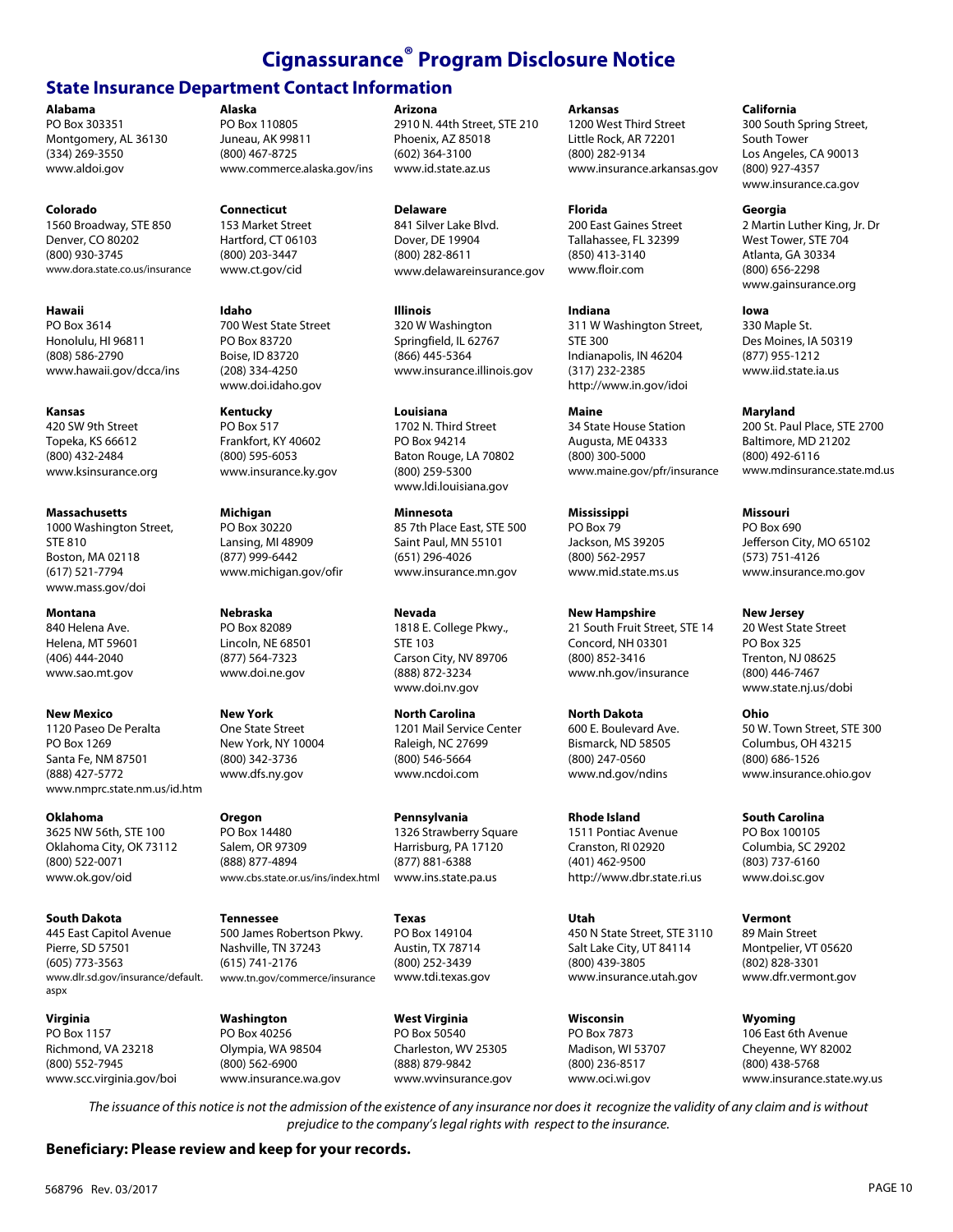# Cignassurance® Program Disclosure Notice

## State Insurance Department Contact Information

**Alabama**
PO Box 303351
Montgomery, AL 36130
(334) 269-3550
www.aldoi.gov

**Alaska**
PO Box 110805
Juneau, AK 99811
(800) 467-8725
www.commerce.alaska.gov/ins

**Arizona**
2910 N. 44th Street, STE 210
Phoenix, AZ 85018
(602) 364-3100
www.id.state.az.us

**Arkansas**
1200 West Third Street
Little Rock, AR 72201
(800) 282-9134
www.insurance.arkansas.gov

**California**
300 South Spring Street,
South Tower
Los Angeles, CA 90013
(800) 927-4357
www.insurance.ca.gov

**Colorado**
1560 Broadway, STE 850
Denver, CO 80202
(800) 930-3745
www.dora.state.co.us/insurance

**Connecticut**
153 Market Street
Hartford, CT 06103
(800) 203-3447
www.ct.gov/cid

**Delaware**
841 Silver Lake Blvd.
Dover, DE 19904
(800) 282-8611
www.delawareinsurance.gov

**Florida**
200 East Gaines Street
Tallahassee, FL 32399
(850) 413-3140
www.floir.com

**Georgia**
2 Martin Luther King, Jr. Dr
West Tower, STE 704
Atlanta, GA 30334
(800) 656-2298
www.gainsurance.org

**Hawaii**
PO Box 3614
Honolulu, HI 96811
(808) 586-2790
www.hawaii.gov/dcca/ins

**Idaho**
700 West State Street
PO Box 83720
Boise, ID 83720
(208) 334-4250
www.doi.idaho.gov

**Illinois**
320 W Washington
Springfield, IL 62767
(866) 445-5364
www.insurance.illinois.gov

**Indiana**
311 W Washington Street,
STE 300
Indianapolis, IN 46204
(317) 232-2385
http://www.in.gov/idoi

**Iowa**
330 Maple St.
Des Moines, IA 50319
(877) 955-1212
www.iid.state.ia.us

**Kansas**
420 SW 9th Street
Topeka, KS 66612
(800) 432-2484
www.ksinsurance.org

**Kentucky**
PO Box 517
Frankfort, KY 40602
(800) 595-6053
www.insurance.ky.gov

**Louisiana**
1702 N. Third Street
PO Box 94214
Baton Rouge, LA 70802
(800) 259-5300
www.ldi.louisiana.gov

**Maine**
34 State House Station
Augusta, ME 04333
(800) 300-5000
www.maine.gov/pfr/insurance

**Maryland**
200 St. Paul Place, STE 2700
Baltimore, MD 21202
(800) 492-6116
www.mdinsurance.state.md.us

**Massachusetts**
1000 Washington Street,
STE 810
Boston, MA 02118
(617) 521-7794
www.mass.gov/doi

**Michigan**
PO Box 30220
Lansing, MI 48909
(877) 999-6442
www.michigan.gov/ofir

**Minnesota**
85 7th Place East, STE 500
Saint Paul, MN 55101
(651) 296-4026
www.insurance.mn.gov

**Mississippi**
PO Box 79
Jackson, MS 39205
(800) 562-2957
www.mid.state.ms.us

**Missouri**
PO Box 690
Jefferson City, MO 65102
(573) 751-4126
www.insurance.mo.gov

**Montana**
840 Helena Ave.
Helena, MT 59601
(406) 444-2040
www.sao.mt.gov

**Nebraska**
PO Box 82089
Lincoln, NE 68501
(877) 564-7323
www.doi.ne.gov

**Nevada**
1818 E. College Pkwy.,
STE 103
Carson City, NV 89706
(888) 872-3234
www.doi.nv.gov

**New Hampshire**
21 South Fruit Street, STE 14
Concord, NH 03301
(800) 852-3416
www.nh.gov/insurance

**New Jersey**
20 West State Street
PO Box 325
Trenton, NJ 08625
(800) 446-7467
www.state.nj.us/dobi

**New Mexico**
1120 Paseo De Peralta
PO Box 1269
Santa Fe, NM 87501
(888) 427-5772
www.nmprc.state.nm.us/id.htm

**New York**
One State Street
New York, NY 10004
(800) 342-3736
www.dfs.ny.gov

**North Carolina**
1201 Mail Service Center
Raleigh, NC 27699
(800) 546-5664
www.ncdoi.com

**North Dakota**
600 E. Boulevard Ave.
Bismarck, ND 58505
(800) 247-0560
www.nd.gov/ndins

**Ohio**
50 W. Town Street, STE 300
Columbus, OH 43215
(800) 686-1526
www.insurance.ohio.gov

**Oklahoma**
3625 NW 56th, STE 100
Oklahoma City, OK 73112
(800) 522-0071
www.ok.gov/oid

**Oregon**
PO Box 14480
Salem, OR 97309
(888) 877-4894
www.cbs.state.or.us/ins/index.html

**Pennsylvania**
1326 Strawberry Square
Harrisburg, PA 17120
(877) 881-6388
www.ins.state.pa.us

**Rhode Island**
1511 Pontiac Avenue
Cranston, RI 02920
(401) 462-9500
http://www.dbr.state.ri.us

**South Carolina**
PO Box 100105
Columbia, SC 29202
(803) 737-6160
www.doi.sc.gov

**South Dakota**
445 East Capitol Avenue
Pierre, SD 57501
(605) 773-3563
www.dlr.sd.gov/insurance/default.aspx

**Tennessee**
500 James Robertson Pkwy.
Nashville, TN 37243
(615) 741-2176
www.tn.gov/commerce/insurance

**Texas**
PO Box 149104
Austin, TX 78714
(800) 252-3439
www.tdi.texas.gov

**Utah**
450 N State Street, STE 3110
Salt Lake City, UT 84114
(800) 439-3805
www.insurance.utah.gov

**Vermont**
89 Main Street
Montpelier, VT 05620
(802) 828-3301
www.dfr.vermont.gov

**Virginia**
PO Box 1157
Richmond, VA 23218
(800) 552-7945
www.scc.virginia.gov/boi

**Washington**
PO Box 40256
Olympia, WA 98504
(800) 562-6900
www.insurance.wa.gov

**West Virginia**
PO Box 50540
Charleston, WV 25305
(888) 879-9842
www.wvinsurance.gov

**Wisconsin**
PO Box 7873
Madison, WI 53707
(800) 236-8517
www.oci.wi.gov

**Wyoming**
106 East 6th Avenue
Cheyenne, WY 82002
(800) 438-5768
www.insurance.state.wy.us

*The issuance of this notice is not the admission of the existence of any insurance nor does it recognize the validity of any claim and is without prejudice to the company's legal rights with respect to the insurance.*

**Beneficiary: Please review and keep for your records.**

568796 Rev. 03/2017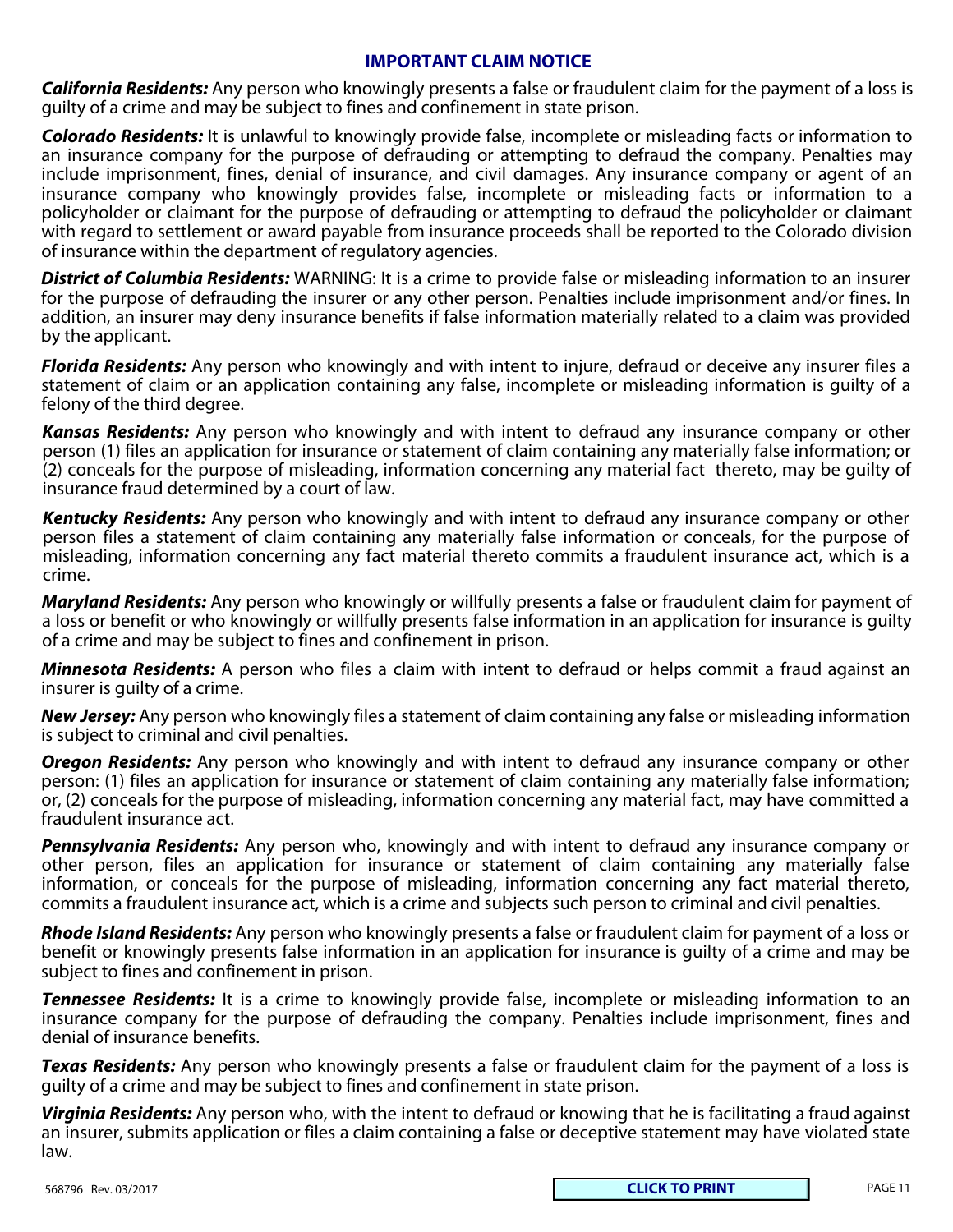## IMPORTANT CLAIM NOTICE

***California Residents:*** Any person who knowingly presents a false or fraudulent claim for the payment of a loss is guilty of a crime and may be subject to fines and confinement in state prison.

***Colorado Residents:*** It is unlawful to knowingly provide false, incomplete or misleading facts or information to an insurance company for the purpose of defrauding or attempting to defraud the company. Penalties may include imprisonment, fines, denial of insurance, and civil damages. Any insurance company or agent of an insurance company who knowingly provides false, incomplete or misleading facts or information to a policyholder or claimant for the purpose of defrauding or attempting to defraud the policyholder or claimant with regard to settlement or award payable from insurance proceeds shall be reported to the Colorado division of insurance within the department of regulatory agencies.

***District of Columbia Residents:*** WARNING: It is a crime to provide false or misleading information to an insurer for the purpose of defrauding the insurer or any other person. Penalties include imprisonment and/or fines. In addition, an insurer may deny insurance benefits if false information materially related to a claim was provided by the applicant.

***Florida Residents:*** Any person who knowingly and with intent to injure, defraud or deceive any insurer files a statement of claim or an application containing any false, incomplete or misleading information is guilty of a felony of the third degree.

***Kansas Residents:*** Any person who knowingly and with intent to defraud any insurance company or other person (1) files an application for insurance or statement of claim containing any materially false information; or (2) conceals for the purpose of misleading, information concerning any material fact thereto, may be guilty of insurance fraud determined by a court of law.

***Kentucky Residents:*** Any person who knowingly and with intent to defraud any insurance company or other person files a statement of claim containing any materially false information or conceals, for the purpose of misleading, information concerning any fact material thereto commits a fraudulent insurance act, which is a crime.

***Maryland Residents:*** Any person who knowingly or willfully presents a false or fraudulent claim for payment of a loss or benefit or who knowingly or willfully presents false information in an application for insurance is guilty of a crime and may be subject to fines and confinement in prison.

***Minnesota Residents:*** A person who files a claim with intent to defraud or helps commit a fraud against an insurer is guilty of a crime.

***New Jersey:*** Any person who knowingly files a statement of claim containing any false or misleading information is subject to criminal and civil penalties.

***Oregon Residents:*** Any person who knowingly and with intent to defraud any insurance company or other person: (1) files an application for insurance or statement of claim containing any materially false information; or, (2) conceals for the purpose of misleading, information concerning any material fact, may have committed a fraudulent insurance act.

***Pennsylvania Residents:*** Any person who, knowingly and with intent to defraud any insurance company or other person, files an application for insurance or statement of claim containing any materially false information, or conceals for the purpose of misleading, information concerning any fact material thereto, commits a fraudulent insurance act, which is a crime and subjects such person to criminal and civil penalties.

***Rhode Island Residents:*** Any person who knowingly presents a false or fraudulent claim for payment of a loss or benefit or knowingly presents false information in an application for insurance is guilty of a crime and may be subject to fines and confinement in prison.

***Tennessee Residents:*** It is a crime to knowingly provide false, incomplete or misleading information to an insurance company for the purpose of defrauding the company. Penalties include imprisonment, fines and denial of insurance benefits.

***Texas Residents:*** Any person who knowingly presents a false or fraudulent claim for the payment of a loss is guilty of a crime and may be subject to fines and confinement in state prison.

***Virginia Residents:*** Any person who, with the intent to defraud or knowing that he is facilitating a fraud against an insurer, submits application or files a claim containing a false or deceptive statement may have violated state law.

568796 Rev. 03/2017

CLICK TO PRINT